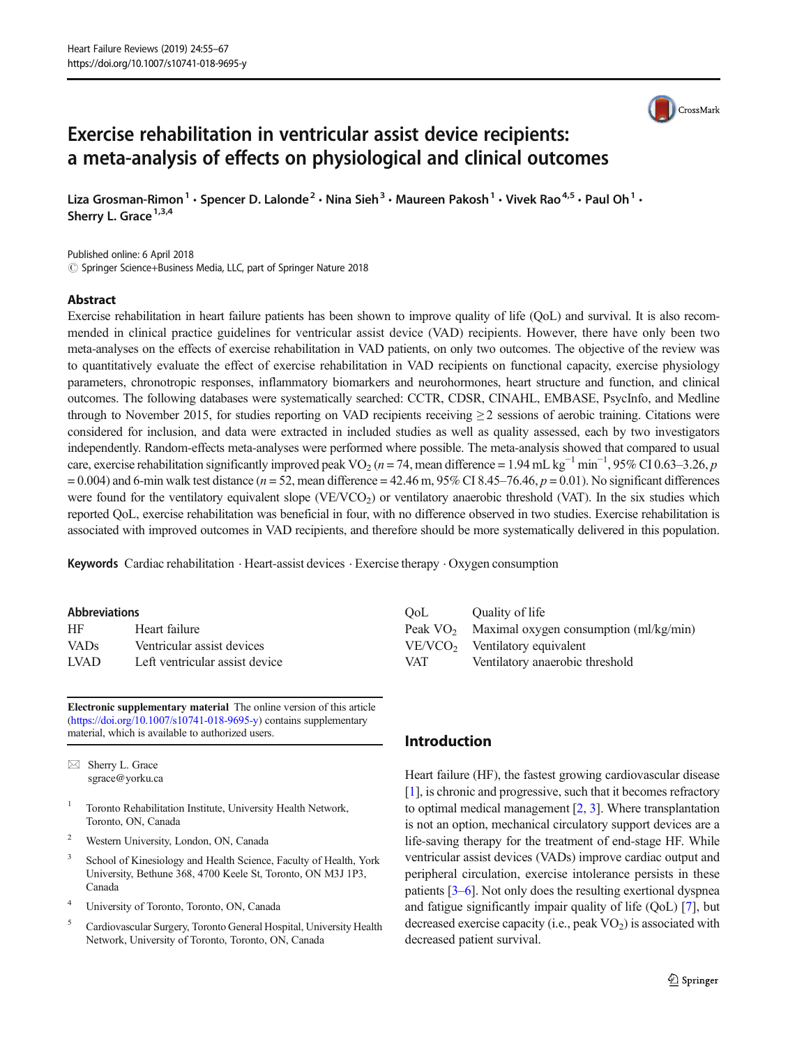# Exercise rehabilitation in ventricular assist device recipients: a meta-analysis of effects on physiological and clinical outcomes

Liza Grosman-Rimon [1] · Spencer D. Lalonde [2] · Nina Sieh [3] · Maureen Pakosh [1] · Vivek Rao [4,5] · Paul Oh [1] · Sherry L. Grace [1,3,4]

Published online: 6 April 2018
© Springer Science+Business Media, LLC, part of Springer Nature 2018

## Abstract

Exercise rehabilitation in heart failure patients has been shown to improve quality of life (QoL) and survival. It is also recommended in clinical practice guidelines for ventricular assist device (VAD) recipients. However, there have only been two meta-analyses on the effects of exercise rehabilitation in VAD patients, on only two outcomes. The objective of the review was to quantitatively evaluate the effect of exercise rehabilitation in VAD recipients on functional capacity, exercise physiology parameters, chronotropic responses, inflammatory biomarkers and neurohormones, heart structure and function, and clinical outcomes. The following databases were systematically searched: CCTR, CDSR, CINAHL, EMBASE, PsycInfo, and Medline through to November 2015, for studies reporting on VAD recipients receiving ≥ 2 sessions of aerobic training. Citations were considered for inclusion, and data were extracted in included studies as well as quality assessed, each by two investigators independently. Random-effects meta-analyses were performed where possible. The meta-analysis showed that compared to usual care, exercise rehabilitation significantly improved peak $VO_2$ ($n = 74$, mean difference = 1.94 mL kg$^{-1}$ min$^{-1}$, 95% CI 0.63–3.26, $p = 0.004$) and 6-min walk test distance ($n = 52$, mean difference = 42.46 m, 95% CI 8.45–76.46, $p = 0.01$). No significant differences were found for the ventilatory equivalent slope ($VE/VCO_2$) or ventilatory anaerobic threshold (VAT). In the six studies which reported QoL, exercise rehabilitation was beneficial in four, with no difference observed in two studies. Exercise rehabilitation is associated with improved outcomes in VAD recipients, and therefore should be more systematically delivered in this population.

**Keywords** Cardiac rehabilitation · Heart-assist devices · Exercise therapy · Oxygen consumption

**Abbreviations**

| | |
|---|---|
| HF | Heart failure |
| VADs | Ventricular assist devices |
| LVAD | Left ventricular assist device |
| QoL | Quality of life |
| Peak $VO_2$ | Maximal oxygen consumption (ml/kg/min) |
| $VE/VCO_2$ | Ventilatory equivalent |
| VAT | Ventilatory anaerobic threshold |

**Electronic supplementary material** The online version of this article (https://doi.org/10.1007/s10741-018-9695-y) contains supplementary material, which is available to authorized users.

✉ Sherry L. Grace
sgrace@yorku.ca

1 Toronto Rehabilitation Institute, University Health Network, Toronto, ON, Canada

2 Western University, London, ON, Canada

3 School of Kinesiology and Health Science, Faculty of Health, York University, Bethune 368, 4700 Keele St, Toronto, ON M3J 1P3, Canada

4 University of Toronto, Toronto, ON, Canada

5 Cardiovascular Surgery, Toronto General Hospital, University Health Network, University of Toronto, Toronto, ON, Canada

## Introduction

Heart failure (HF), the fastest growing cardiovascular disease [1], is chronic and progressive, such that it becomes refractory to optimal medical management [2, 3]. Where transplantation is not an option, mechanical circulatory support devices are a life-saving therapy for the treatment of end-stage HF. While ventricular assist devices (VADs) improve cardiac output and peripheral circulation, exercise intolerance persists in these patients [3–6]. Not only does the resulting exertional dyspnea and fatigue significantly impair quality of life (QoL) [7], but decreased exercise capacity (i.e., peak $VO_2$) is associated with decreased patient survival.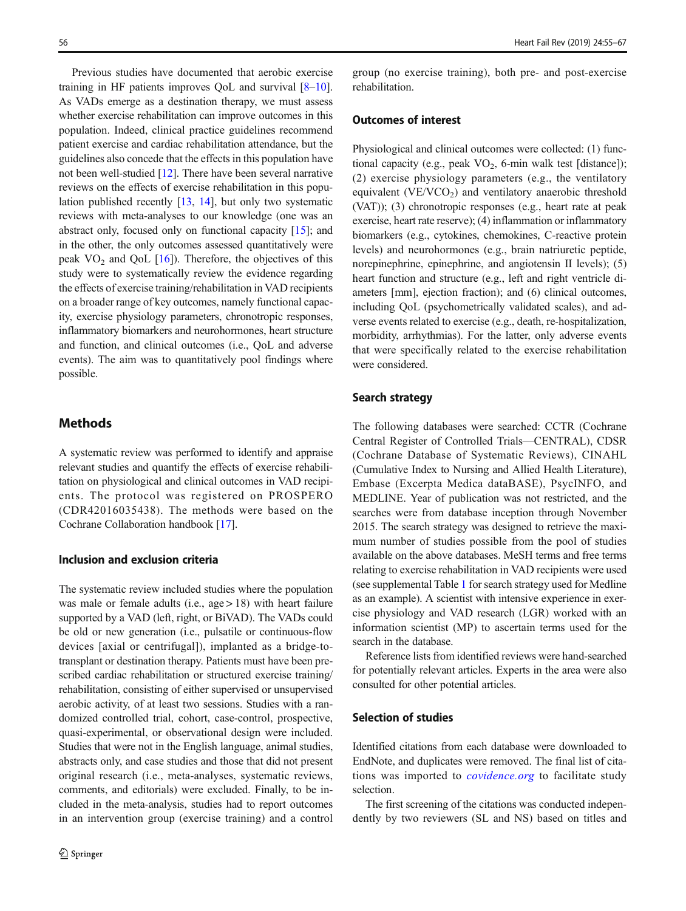Previous studies have documented that aerobic exercise training in HF patients improves QoL and survival [8–10]. As VADs emerge as a destination therapy, we must assess whether exercise rehabilitation can improve outcomes in this population. Indeed, clinical practice guidelines recommend patient exercise and cardiac rehabilitation attendance, but the guidelines also concede that the effects in this population have not been well-studied [12]. There have been several narrative reviews on the effects of exercise rehabilitation in this population published recently [13, 14], but only two systematic reviews with meta-analyses to our knowledge (one was an abstract only, focused only on functional capacity [15]; and in the other, the only outcomes assessed quantitatively were peak $VO_2$ and QoL [16]). Therefore, the objectives of this study were to systematically review the evidence regarding the effects of exercise training/rehabilitation in VAD recipients on a broader range of key outcomes, namely functional capacity, exercise physiology parameters, chronotropic responses, inflammatory biomarkers and neurohormones, heart structure and function, and clinical outcomes (i.e., QoL and adverse events). The aim was to quantitatively pool findings where possible.

## Methods

A systematic review was performed to identify and appraise relevant studies and quantify the effects of exercise rehabilitation on physiological and clinical outcomes in VAD recipients. The protocol was registered on PROSPERO (CDR42016035438). The methods were based on the Cochrane Collaboration handbook [17].

### Inclusion and exclusion criteria

The systematic review included studies where the population was male or female adults (i.e., age > 18) with heart failure supported by a VAD (left, right, or BiVAD). The VADs could be old or new generation (i.e., pulsatile or continuous-flow devices [axial or centrifugal]), implanted as a bridge-to-transplant or destination therapy. Patients must have been prescribed cardiac rehabilitation or structured exercise training/rehabilitation, consisting of either supervised or unsupervised aerobic activity, of at least two sessions. Studies with a randomized controlled trial, cohort, case-control, prospective, quasi-experimental, or observational design were included. Studies that were not in the English language, animal studies, abstracts only, and case studies and those that did not present original research (i.e., meta-analyses, systematic reviews, comments, and editorials) were excluded. Finally, to be included in the meta-analysis, studies had to report outcomes in an intervention group (exercise training) and a control group (no exercise training), both pre- and post-exercise rehabilitation.

### Outcomes of interest

Physiological and clinical outcomes were collected: (1) functional capacity (e.g., peak $VO_2$, 6-min walk test [distance]); (2) exercise physiology parameters (e.g., the ventilatory equivalent ($VE/VCO_2$) and ventilatory anaerobic threshold (VAT)); (3) chronotropic responses (e.g., heart rate at peak exercise, heart rate reserve); (4) inflammation or inflammatory biomarkers (e.g., cytokines, chemokines, C-reactive protein levels) and neurohormones (e.g., brain natriuretic peptide, norepinephrine, epinephrine, and angiotensin II levels); (5) heart function and structure (e.g., left and right ventricle diameters [mm], ejection fraction); and (6) clinical outcomes, including QoL (psychometrically validated scales), and adverse events related to exercise (e.g., death, re-hospitalization, morbidity, arrhythmias). For the latter, only adverse events that were specifically related to the exercise rehabilitation were considered.

### Search strategy

The following databases were searched: CCTR (Cochrane Central Register of Controlled Trials—CENTRAL), CDSR (Cochrane Database of Systematic Reviews), CINAHL (Cumulative Index to Nursing and Allied Health Literature), Embase (Excerpta Medica dataBASE), PsycINFO, and MEDLINE. Year of publication was not restricted, and the searches were from database inception through November 2015. The search strategy was designed to retrieve the maximum number of studies possible from the pool of studies available on the above databases. MeSH terms and free terms relating to exercise rehabilitation in VAD recipients were used (see supplemental Table 1 for search strategy used for Medline as an example). A scientist with intensive experience in exercise physiology and VAD research (LGR) worked with an information scientist (MP) to ascertain terms used for the search in the database.

Reference lists from identified reviews were hand-searched for potentially relevant articles. Experts in the area were also consulted for other potential articles.

### Selection of studies

Identified citations from each database were downloaded to EndNote, and duplicates were removed. The final list of citations was imported to *covidence.org* to facilitate study selection.

The first screening of the citations was conducted independently by two reviewers (SL and NS) based on titles and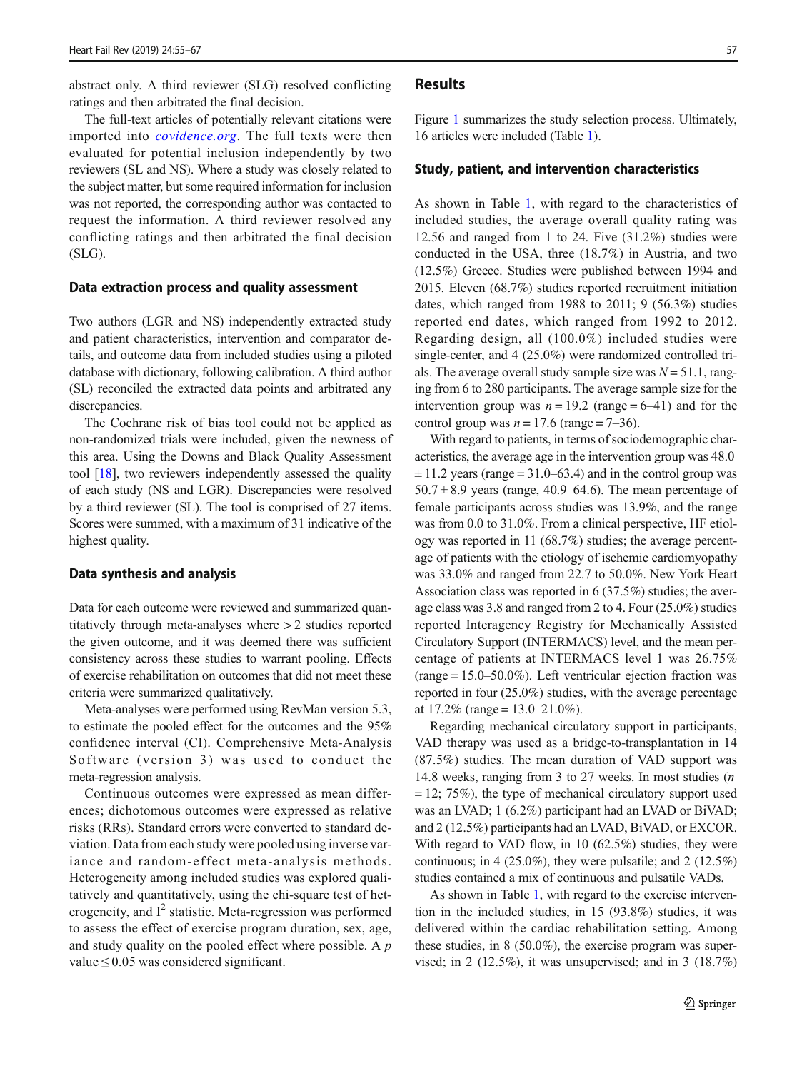abstract only. A third reviewer (SLG) resolved conflicting ratings and then arbitrated the final decision.

The full-text articles of potentially relevant citations were imported into *covidence.org*. The full texts were then evaluated for potential inclusion independently by two reviewers (SL and NS). Where a study was closely related to the subject matter, but some required information for inclusion was not reported, the corresponding author was contacted to request the information. A third reviewer resolved any conflicting ratings and then arbitrated the final decision (SLG).

### Data extraction process and quality assessment

Two authors (LGR and NS) independently extracted study and patient characteristics, intervention and comparator details, and outcome data from included studies using a piloted database with dictionary, following calibration. A third author (SL) reconciled the extracted data points and arbitrated any discrepancies.

The Cochrane risk of bias tool could not be applied as non-randomized trials were included, given the newness of this area. Using the Downs and Black Quality Assessment tool [18], two reviewers independently assessed the quality of each study (NS and LGR). Discrepancies were resolved by a third reviewer (SL). The tool is comprised of 27 items. Scores were summed, with a maximum of 31 indicative of the highest quality.

### Data synthesis and analysis

Data for each outcome were reviewed and summarized quantitatively through meta-analyses where > 2 studies reported the given outcome, and it was deemed there was sufficient consistency across these studies to warrant pooling. Effects of exercise rehabilitation on outcomes that did not meet these criteria were summarized qualitatively.

Meta-analyses were performed using RevMan version 5.3, to estimate the pooled effect for the outcomes and the 95% confidence interval (CI). Comprehensive Meta-Analysis Software (version 3) was used to conduct the meta-regression analysis.

Continuous outcomes were expressed as mean differences; dichotomous outcomes were expressed as relative risks (RRs). Standard errors were converted to standard deviation. Data from each study were pooled using inverse variance and random-effect meta-analysis methods. Heterogeneity among included studies was explored qualitatively and quantitatively, using the chi-square test of heterogeneity, and $I^2$ statistic. Meta-regression was performed to assess the effect of exercise program duration, sex, age, and study quality on the pooled effect where possible. A $p$ value ≤ 0.05 was considered significant.

## Results

Figure 1 summarizes the study selection process. Ultimately, 16 articles were included (Table 1).

### Study, patient, and intervention characteristics

As shown in Table 1, with regard to the characteristics of included studies, the average overall quality rating was 12.56 and ranged from 1 to 24. Five (31.2%) studies were conducted in the USA, three (18.7%) in Austria, and two (12.5%) Greece. Studies were published between 1994 and 2015. Eleven (68.7%) studies reported recruitment initiation dates, which ranged from 1988 to 2011; 9 (56.3%) studies reported end dates, which ranged from 1992 to 2012. Regarding design, all (100.0%) included studies were single-center, and 4 (25.0%) were randomized controlled trials. The average overall study sample size was $N = 51.1$, ranging from 6 to 280 participants. The average sample size for the intervention group was $n = 19.2$ (range = 6–41) and for the control group was $n = 17.6$ (range = 7–36).

With regard to patients, in terms of sociodemographic characteristics, the average age in the intervention group was 48.0 ± 11.2 years (range = 31.0–63.4) and in the control group was 50.7 ± 8.9 years (range, 40.9–64.6). The mean percentage of female participants across studies was 13.9%, and the range was from 0.0 to 31.0%. From a clinical perspective, HF etiology was reported in 11 (68.7%) studies; the average percentage of patients with the etiology of ischemic cardiomyopathy was 33.0% and ranged from 22.7 to 50.0%. New York Heart Association class was reported in 6 (37.5%) studies; the average class was 3.8 and ranged from 2 to 4. Four (25.0%) studies reported Interagency Registry for Mechanically Assisted Circulatory Support (INTERMACS) level, and the mean percentage of patients at INTERMACS level 1 was 26.75% (range = 15.0–50.0%). Left ventricular ejection fraction was reported in four (25.0%) studies, with the average percentage at 17.2% (range = 13.0–21.0%).

Regarding mechanical circulatory support in participants, VAD therapy was used as a bridge-to-transplantation in 14 (87.5%) studies. The mean duration of VAD support was 14.8 weeks, ranging from 3 to 27 weeks. In most studies ($n = 12$; 75%), the type of mechanical circulatory support used was an LVAD; 1 (6.2%) participant had an LVAD or BiVAD; and 2 (12.5%) participants had an LVAD, BiVAD, or EXCOR. With regard to VAD flow, in 10 (62.5%) studies, they were continuous; in 4 (25.0%), they were pulsatile; and 2 (12.5%) studies contained a mix of continuous and pulsatile VADs.

As shown in Table 1, with regard to the exercise intervention in the included studies, in 15 (93.8%) studies, it was delivered within the cardiac rehabilitation setting. Among these studies, in 8 (50.0%), the exercise program was supervised; in 2 (12.5%), it was unsupervised; and in 3 (18.7%)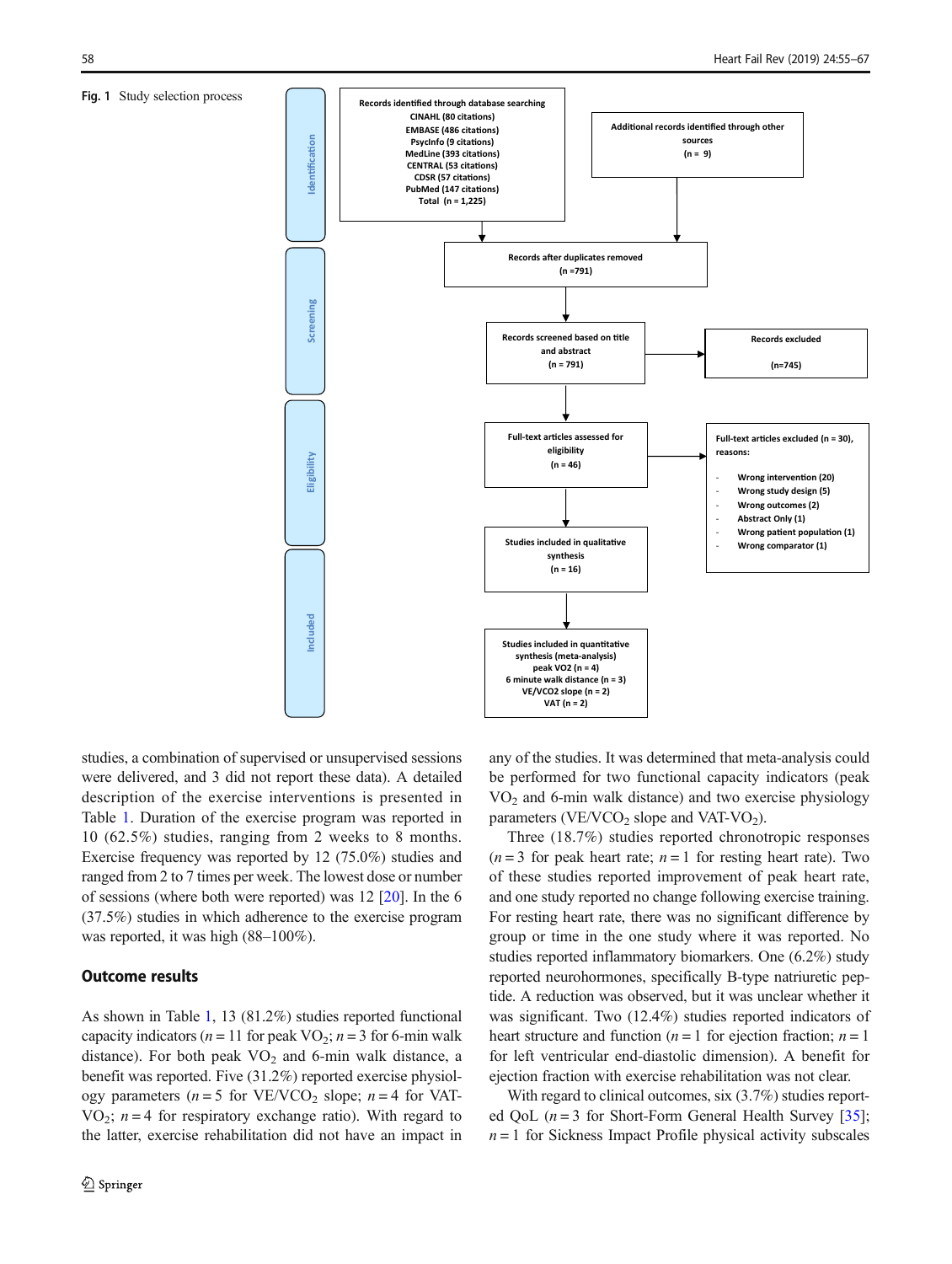**Fig. 1** Study selection process

**Identification**

**Records identified through database searching**
CINAHL (80 citations)
EMBASE (486 citations)
PsycInfo (9 citations)
MedLine (393 citations)
CENTRAL (53 citations)
CDSR (57 citations)
PubMed (147 citations)
Total (n = 1,225)

**Additional records identified through other sources**
(n = 9)

**Records after duplicates removed**
(n =791)

**Screening**

**Records screened based on title and abstract**
(n = 791)

**Records excluded**
(n=745)

**Eligibility**

**Full-text articles assessed for eligibility**
(n = 46)

**Full-text articles excluded (n = 30), reasons:**

- Wrong intervention (20)
- Wrong study design (5)
- Wrong outcomes (2)
- Abstract Only (1)
- Wrong patient population (1)
- Wrong comparator (1)

**Included**

**Studies included in qualitative synthesis**
(n = 16)

**Studies included in quantitative synthesis (meta-analysis)**
peak VO2 (n = 4)
6 minute walk distance (n = 3)
VE/VCO2 slope (n = 2)
VAT (n = 2)

studies, a combination of supervised or unsupervised sessions were delivered, and 3 did not report these data). A detailed description of the exercise interventions is presented in Table 1. Duration of the exercise program was reported in 10 (62.5%) studies, ranging from 2 weeks to 8 months. Exercise frequency was reported by 12 (75.0%) studies and ranged from 2 to 7 times per week. The lowest dose or number of sessions (where both were reported) was 12 [20]. In the 6 (37.5%) studies in which adherence to the exercise program was reported, it was high (88–100%).

## Outcome results

As shown in Table 1, 13 (81.2%) studies reported functional capacity indicators ($n = 11$ for peak $VO_2$; $n = 3$ for 6-min walk distance). For both peak $VO_2$ and 6-min walk distance, a benefit was reported. Five (31.2%) reported exercise physiology parameters ($n = 5$ for $VE/VCO_2$ slope; $n = 4$ for VAT-$VO_2$; $n = 4$ for respiratory exchange ratio). With regard to the latter, exercise rehabilitation did not have an impact in any of the studies. It was determined that meta-analysis could be performed for two functional capacity indicators (peak $VO_2$ and 6-min walk distance) and two exercise physiology parameters ($VE/VCO_2$ slope and VAT-$VO_2$).

Three (18.7%) studies reported chronotropic responses ($n = 3$ for peak heart rate; $n = 1$ for resting heart rate). Two of these studies reported improvement of peak heart rate, and one study reported no change following exercise training. For resting heart rate, there was no significant difference by group or time in the one study where it was reported. No studies reported inflammatory biomarkers. One (6.2%) study reported neurohormones, specifically B-type natriuretic peptide. A reduction was observed, but it was unclear whether it was significant. Two (12.4%) studies reported indicators of heart structure and function ($n = 1$ for ejection fraction; $n = 1$ for left ventricular end-diastolic dimension). A benefit for ejection fraction with exercise rehabilitation was not clear.

With regard to clinical outcomes, six (3.7%) studies reported QoL ($n = 3$ for Short-Form General Health Survey [35]; $n = 1$ for Sickness Impact Profile physical activity subscales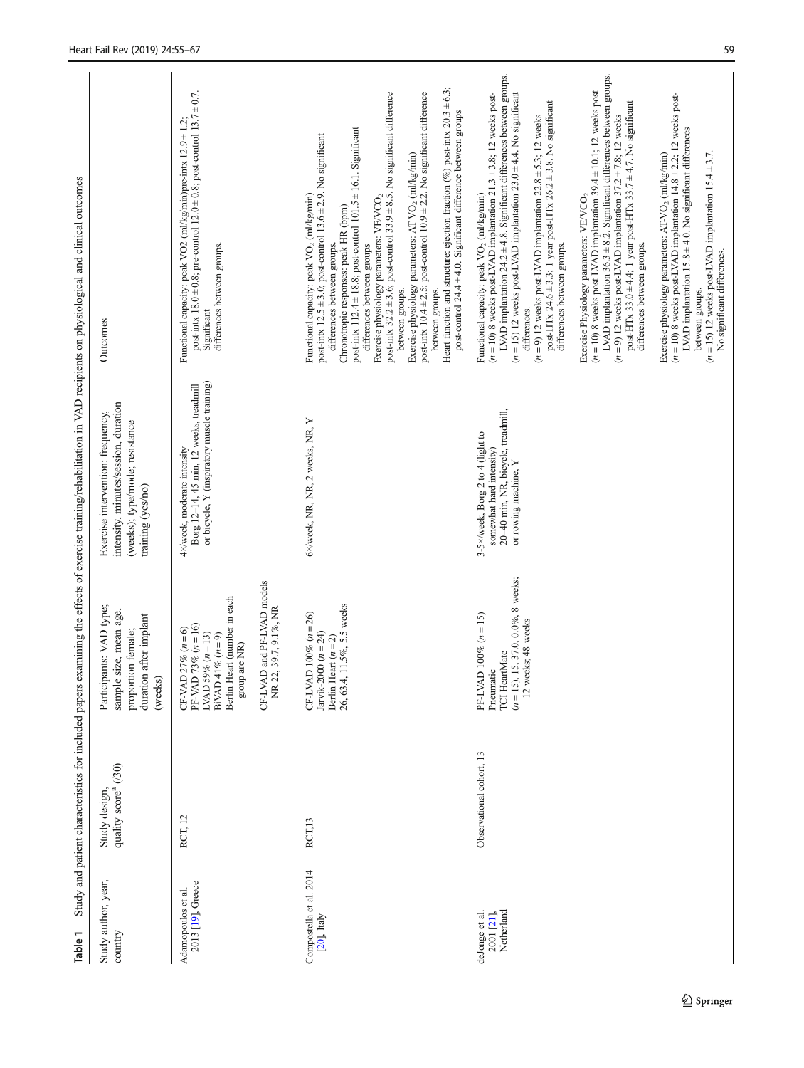**Table 1** Study and patient characteristics for included papers examining the effects of exercise training/rehabilitation in VAD recipients on physiological and clinical outcomes

| Study author, year, country | Study design, quality score[a] (/30) | Participants: VAD type; sample size, mean age, proportion female; duration after implant (weeks) | Exercise intervention: frequency, intensity, minutes/session, duration (weeks); type/mode; resistance training (yes/no) | Outcomes |
|---|---|---|---|---|
| Adamopoulos et al. 2013 [19], Greece | RCT, 12 | CF-VAD 27% ($n = 6$)<br>PF-VAD 73% ($n = 16$)<br>LVAD 59% ($n = 13$)<br>BiVAD 41% ($n = 9$)<br>Berlin Heart (number in each group are NR)<br>CF-LVAD and PF-LVAD models<br>NR 22, 39.7, 9.1%, NR | 4×/week, moderate intensity<br>Borg 12–14, 45 min, 12 weeks, treadmill or bicycle, Y (inspiratory muscle training) | Functional capacity: peak VO2 (ml/kg/min)pre-intx 12.9 ± 1.2; post-intx 18.0 ± 0.8; pre-control 12.0 ± 0.8; post-control 13.7 ± 0.7. Significant differences between groups. |
| Compostella et al. 2014 [20], Italy | RCT,13 | CF-LVAD 100% ($n = 26$)<br>Jarvik-2000 ($n = 24$)<br>Berlin Heart ($n = 2$)<br>26, 63.4, 11.5%, 5.5 weeks | 6×/week, NR, NR, 2 weeks, NR, Y | Functional capacity: peak $VO_2$ (ml/kg/min)<br>post-intx 12.5 ± 3.0; post-control 13.6 ± 2.9. No significant differences between groups.<br>Chronotropic responses: peak HR (bpm)<br>post-intx 112.4 ± 18.8; post-control 101.5 ± 16.1. Significant differences between groups<br>Exercise physiology parameters: VE/$VCO_2$<br>post-intx 32.2 ± 3.6; post-control 33.9 ± 8.5. No significant difference between groups.<br>Exercise physiology parameters: AT-$VO_2$ (ml/kg/min)<br>post-intx 10.4 ± 2.5; post-control 10.9 ± 2.2. No significant difference between groups.<br>Heart function and structure: ejection fraction (%) post-intx 20.3 ± 6.3; post-control 24.4 ± 4.0. Significant difference between groups |
| deJonge et al. 2001 [21], Netherland | Observational cohort, 13 | PF-LVAD 100% ($n = 15$)<br>Pneumatic<br>TCI HeartMate<br>($n = 15$), 15, 37.0, 0.0%, 8 weeks; 12 weeks; 48 weeks | 3-5×/week, Borg 2 to 4 (light to somewhat hard intensity)<br>20–40 min, NR, bicycle, treadmill, or rowing machine, Y | Functional capacity: peak $VO_2$ (ml/kg/min)<br>($n = 10$) 8 weeks post-LVAD implantation 21.3 ± 3.8; 12 weeks post-LVAD implantation 24.2 ± 4.8. Significant differences between groups.<br>($n = 15$) 12 weeks post-LVAD implantation 23.0 ± 4.4. No significant differences.<br>($n = 9$) 12 weeks post-LVAD implantation 22.8 ± 5.3; 12 weeks post-HTx 24.6 ± 3.3; 1 year post-HTx 26.2 ± 3.8. No significant differences between groups.<br>Exercise Physiology parameters: VE/$VCO_2$<br>($n = 10$) 8 weeks post-LVAD implantation 39.4 ± 10.1; 12 weeks post-LVAD implantation 36.3 ± 8.2. Significant differences between groups.<br>($n = 9$) 12 weeks post-LVAD implantation 37.2 ± 7.8; 12 weeks post-HTx 33.0 ± 4.4; 1 year post-HTx 33.7 ± 4.7. No significant differences between groups.<br>Exercise physiology parameters: AT-$VO_2$ (ml/kg/min)<br>($n = 10$) 8 weeks post-LVAD implantation 14.8 ± 2.2; 12 weeks post-LVAD implantation 15.8 ± 4.0. No significant differences between groups.<br>($n = 15$) 12 weeks post-LVAD implantation 15.4 ± 3.7. No significant differences. |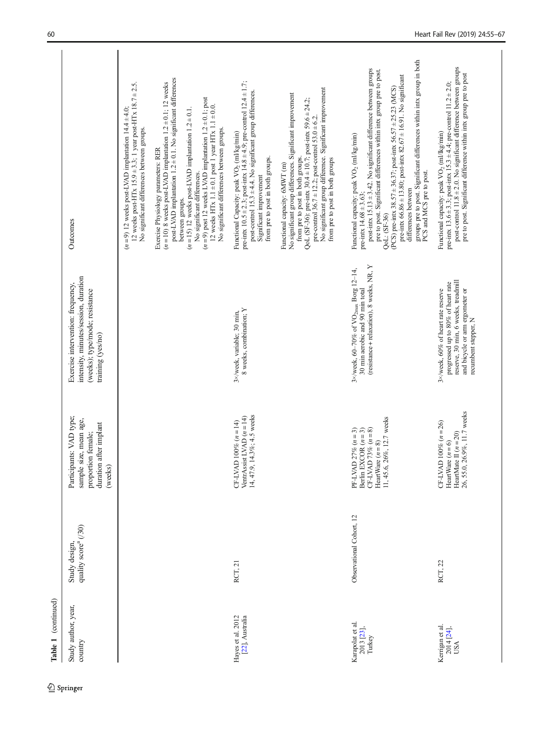**Table 1** (continued)

| Study author, year, country | Study design, quality score[a] (/30) | Participants: VAD type; sample size, mean age, proportion female; duration after implant (weeks) | Exercise intervention: frequency, intensity, minutes/session, duration (weeks); type/mode; resistance training (yes/no) | Outcomes |
|---|---|---|---|---|
| | | | | ($n = 9$) 12 weeks post-LVAD implantation $14.4 \pm 4.0$; 12 weeks post-HTx $15.9 \pm 3.3$; 1 year post-HTx $18.7 \pm 2.5$. No significant differences between groups.<br>Exercise Physiology parameters: RER<br>($n = 10$) 8 weeks post-LVAD implantation $1.2 \pm 0.1$; 12 weeks post-LVAD implantation $1.2 \pm 0.1$. No significant differences between groups.<br>($n = 15$) 12 weeks post-LVAD implantation $1.2 \pm 0.1$. No significant differences.<br>($n = 9$) post 12 weeks LVAD implantation $1.2 \pm 0.1$; post 12 weeks HTx $1.1 \pm 0.1$ post 1 year HTx $1.1 \pm 0.0$. No significant differences between groups. |
| Hayes et al. 2012 [22], Australia | RCT, 21 | CF-LVAD 100% ($n = 14$) VentrAssist LVAD ($n = 14$) 14, 47.9, 14.3%; 4.5 weeks | 3×/week, variable, 30 min, 8 weeks, combination; Y | Functional Capacity: peak $VO_2$ (ml/kg/min) pre-intx $10.5 \pm 2.3$; post-intx $14.8 \pm 4.9$; pre-control $12.4 \pm 1.7$; post-control $15.3 \pm 4.4$. No significant group differences. Significant improvement from pre to post in both groups.<br>Functional capacity: 6MWT (m) No significant group differences. Significant improvement from pre to post in both groups.<br>QoL (SF-36): pre-intx $30.4 \pm 10.7$; post-intx $59.6 \pm 24.2$; pre-control $36.7 \pm 12.2$; post-control $53.0 \pm 6.2$. No significant group difference. Significant improvement from pre to post in both groups |
| Karapolat et al. 2013 [23], Turkey | Observational Cohort, 12 | PF-LVAD 27% ($n = 3$) Berlin EXCOR ($n = 3$) CF-LVAD 73% ($n = 8$) HeartWare ($n = 8$) 11, 45.6, 26%, 12.7 weeks | 3×/week, 60–70% of $VO_{2max}$ Borg 12–14, 30 min aerobic and 90 min total (resistance + relaxation), 8 weeks, NR, Y | Functional capacity: peak $VO_2$ (ml/kg/min) pre-intx $14.68 \pm 3.63$; post-intx $15.13 \pm 3.42$. No significant difference between groups pre to post. Significant differences within intx group pre to post.<br>QoL: (SF-36)<br>(PCS) pre-intx $38.57 \pm 36.37$; post-intx $56.57 \pm 25.23$ (MCS) pre-intx $66.86 \pm 13.80$; post-intx $82.67 \pm 16.91$. No significant differences between groups pre to post. Significant differences within intx group in both PCS and MCS pre to post. |
| Kerrigan et al. 2014 [24], USA | RCT, 22 | CF-LVAD 100% ($n = 26$) HeartWare ($n = 6$) HeartMate II ($n = 20$) 26, 55.0, 26.9%, 11.7 weeks | 3×/week, 60% of heart rate reserve progressed up to 80% of heart rate reserve, 30 min, 6 weeks, treadmill and bicycle or arm ergometer or recumbent stepper, N | Functional capacity: peak $VO_2$ (ml/kg/min) pre-intx $13.6 \pm 3.3$; post-intx $15.3 \pm 4.4$; pre-control $11.2 \pm 2.0$; post-control $11.8 \pm 2.0$. No significant difference between groups pre to post. Significant difference within intx group pre to post |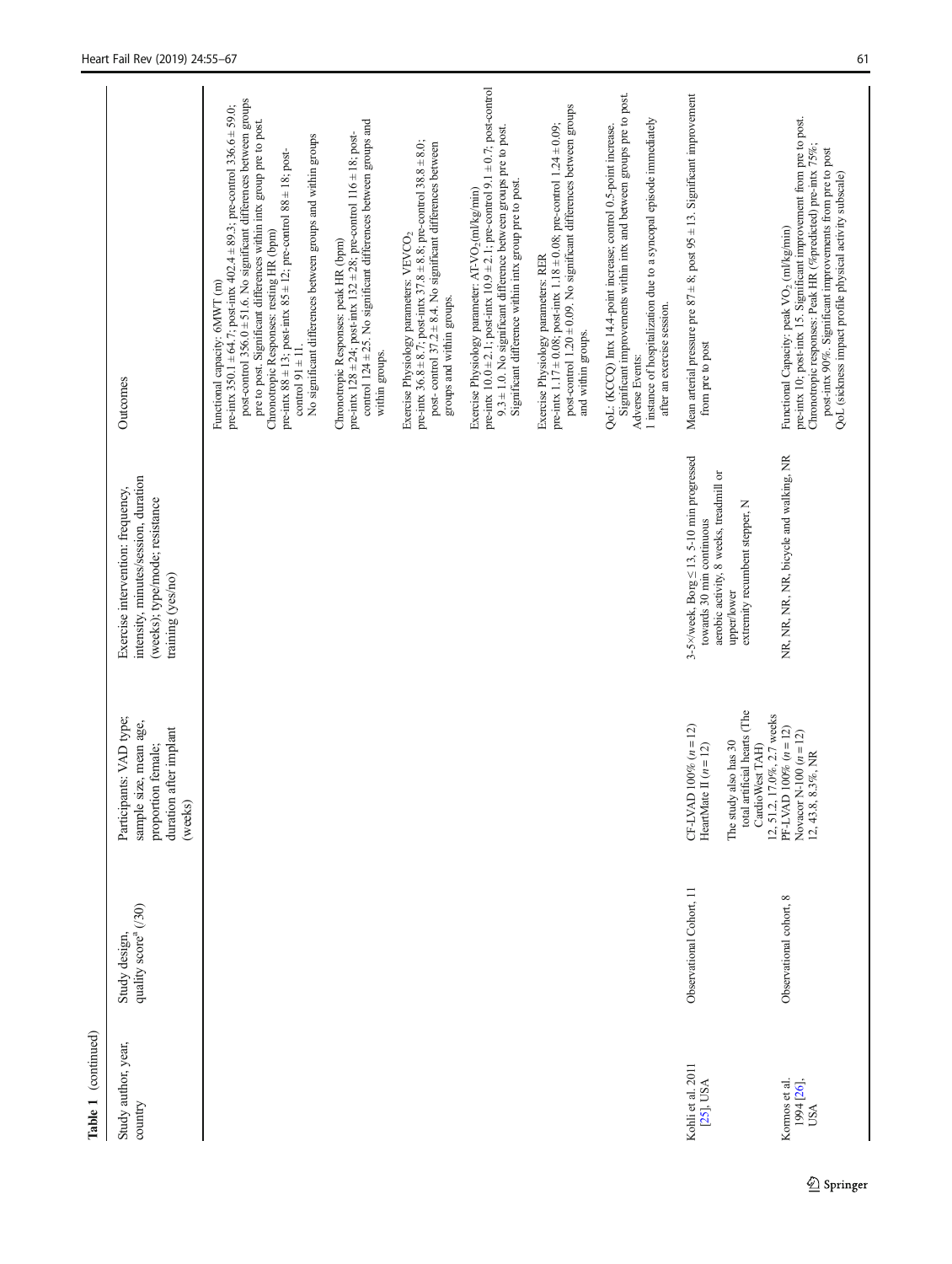Table 1 (continued)

| Study author, year, country | Study design, quality score[a] (/30) | Participants: VAD type; sample size, mean age, proportion female; duration after implant (weeks) | Exercise intervention: frequency, intensity, minutes/session, duration (weeks); type/mode; resistance training (yes/no) | Outcomes |
|---|---|---|---|---|
| | | | | Functional capacity: 6MWT (m)<br>pre-intx 350.1 ± 64.7; post-intx 402.4 ± 89.3; pre-control 336.6 ± 59.0; post-control 356.0 ± 51.6. No significant differences between groups pre to post. Significant differences within intx group pre to post.<br>Chronotropic Responses: resting HR (bpm)<br>pre-intx 88 ± 13; post-intx 85 ± 12; pre-control 88 ± 18; post-control 91 ± 11.<br>No significant differences between groups and within groups<br><br>Chronotropic Responses: peak HR (bpm)<br>pre-intx 128 ± 24; post-intx 132 ± 28; pre-control 116 ± 18; post-control 124 ± 25. No significant differences between groups and within groups.<br><br>Exercise Physiology parameters: $VEVCO_2$<br>pre-intx 36.8 ± 8.7; post-intx 37.8 ± 8.8; pre-control 38.8 ± 8.0; post- control 37.2 ± 8.4. No significant differences between groups and within groups.<br><br>Exercise Physiology parameter: AT-$VO_2$(ml/kg/min)<br>pre-intx 10.0 ± 2.1; post-intx 10.9 ± 2.1; pre-control 9.1 ± 0.7; post-control 9.3 ± 1.0. No significant difference between groups pre to post. Significant difference within intx group pre to post.<br><br>Exercise Physiology parameters: RER<br>pre-intx 1.17 ± 0.08; post-intx 1.18 ± 0.08; pre-control 1.24 ± 0.09; post-control 1.20 ± 0.09. No significant differences between groups and within groups.<br><br>QoL: (KCCQ) Intx 14.4-point increase; control 0.5-point increase. Significant improvements within intx and between groups pre to post.<br>Adverse Events:<br>1 instance of hospitalization due to a syncopal episode immediately after an exercise session. |
| Kohli et al. 2011 [25], USA | Observational Cohort, 11 | CF-LVAD 100% (n = 12)<br>HeartMate II (n = 12)<br><br>The study also has 30 total artificial hearts (The CardioWest TAH)<br>12, 51.2, 17.0%, 2.7 weeks | 3-5×/week, Borg ≤ 13, 5-10 min progressed towards 30 min continuous aerobic activity, 8 weeks, treadmill or upper/lower extremity recumbent stepper, N | Mean arterial pressure pre 87 ± 8; post 95 ± 13. Significant improvement from pre to post |
| Kormos et al. 1994 [26], USA | Observational cohort, 8 | PF-LVAD 100% (n = 12)<br>Novacor N-100 (n = 12)<br>12, 43.8, 8.3%, NR | NR, NR, NR, NR, bicycle and walking, NR | Functional Capacity: peak $VO_2$ (ml/kg/min)<br>pre-intx 10; post-intx 15. Significant improvement from pre to post.<br>Chronotropic responses: Peak HR (%predicted) pre-intx 75%; post-intx 90%. Significant improvements from pre to post<br>QoL (sickness impact profile physical activity subscale) |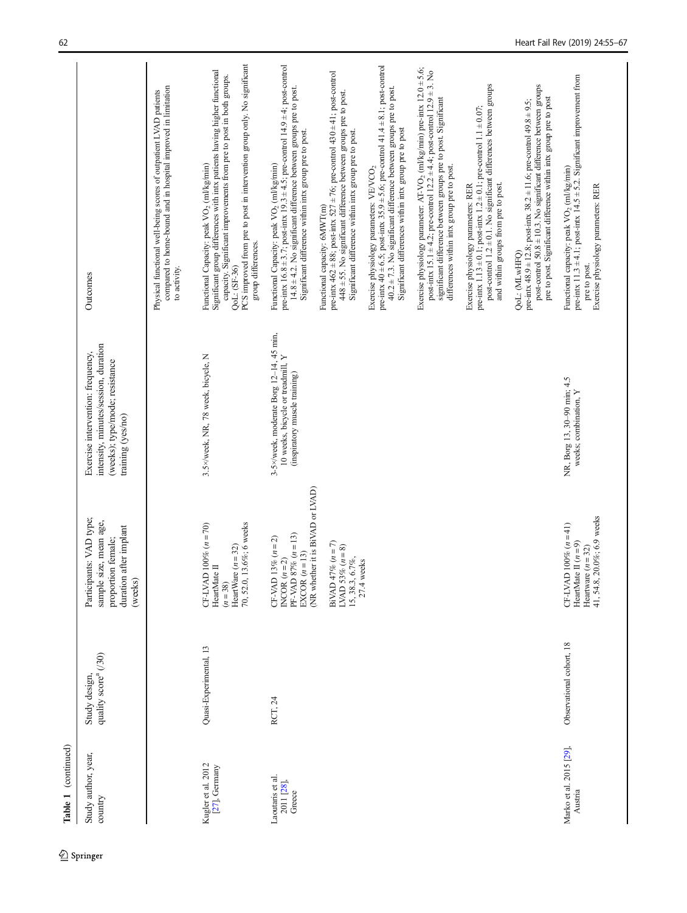**Table 1** (continued)

| Study author, year, country | Study design, quality score[a] (/30) | Participants: VAD type; sample size, mean age, proportion female; duration after implant (weeks) | Exercise intervention: frequency, intensity, minutes/session, duration (weeks); type/mode; resistance training (yes/no) | Outcomes |
|---|---|---|---|---|
| | | | | Physical functional well-being scores of outpatient LVAD patients compared to home-bound and in hospital improved in limitation to activity. |
| Kugler et al. 2012 [27], Germany | Quasi-Experimental, 13 | CF-LVAD 100% ($n = 70$) HeartMate II ($n = 38$) HeartWare ($n = 32$) 70, 52.0, 13.6%; 6 weeks | 3.5×/week, NR, 78 week, bicycle, N | Functional Capacity: peak $VO_2$ (ml/kg/min) Significant group differences with intx patients having higher functional capacity. Significant improvements from pre to post in both groups. QoL: (SF-36) PCS improved from pre to post in intervention group only. No significant group differences. |
| Laoutaris et al. 2011 [28], Greece | RCT, 24 | CF-VAD 13% ($n = 2$) INCOR ($n = 2$) PF-VAD 87% ($n = 13$) EXCOR ($n = 13$) (NR whether it is BiVAD or LVAD) BiVAD 47% ($n = 7$) LVAD 53% ($n = 8$) 15, 38.3, 6.7%, 27.4 weeks | 3-5×/week, moderate Borg 12–14, 45 min, 10 weeks, bicycle or treadmill, Y (inspiratory muscle training) | Functional Capacity: peak $VO_2$ (ml/kg/min) pre-intx 16.8 ± 3.7; post-intx 19.3 ± 4.5; pre-control 14.9 ± 4; post-control 14.8 ± 4.2. No significant difference between groups pre to post. Significant difference within intx group pre to post.<br><br>Functional capacity: 6MWT(m) pre-intx 462 ± 88; post-intx 527 ± 76; pre-control 430 ± 41; post-control 448 ± 55. No significant difference between groups pre to post. Significant difference within intx group pre to post.<br><br>Exercise physiology parameters: $VE/VCO_2$ pre-intx 40 ± 6.5; post-intx 35.9 ± 5.6; pre-control 41.4 ± 8.1; post-control 40.2 ± 7.3. No significant difference between groups pre to post. Significant differences within intx group pre to post<br><br>Exercise physiology parameter: AT-$VO_2$ (ml/kg/min) pre-intx 12.0 ± 5.6; post-intx 15.1 ± 4.2; pre-control 12.2 ± 4.4; post-control 12.9 ± 3. No significant difference between groups pre to post. Significant differences within intx group pre to post.<br><br>Exercise physiology parameters: RER pre-intx 1.13 ± 0.1; post-intx 1.2 ± 0.1; pre-control 1.1 ± 0.07; post-control 1.2 ± 0.1. No significant differences between groups and within groups from pre to post.<br><br>QoL: (MLwHFQ) pre-intx 48.9 ± 12.8; post-intx 38.2 ± 11.6; pre-control 49.8 ± 9.5; post-control 50.8 ± 10.3. No significant difference between groups pre to post. Significant difference within intx group pre to post |
| Marko et al. 2015 [29], Austria | Observational cohort, 18 | CF-LVAD 100% ($n = 41$) HeartMate II ($n = 9$) Heartware ($n = 32$) 41, 54.8, 20.0%; 6.9 weeks | NR, Borg 13, 30–90 min; 4.5 weeks; combination, Y | Functional capacity: peak $VO_2$ (ml/kg/min) pre-intx 11.3 ± 4.1; post-intx 14.5 ± 5.2. Significant improvement from pre to post.<br>Exercise physiology parameters: RER |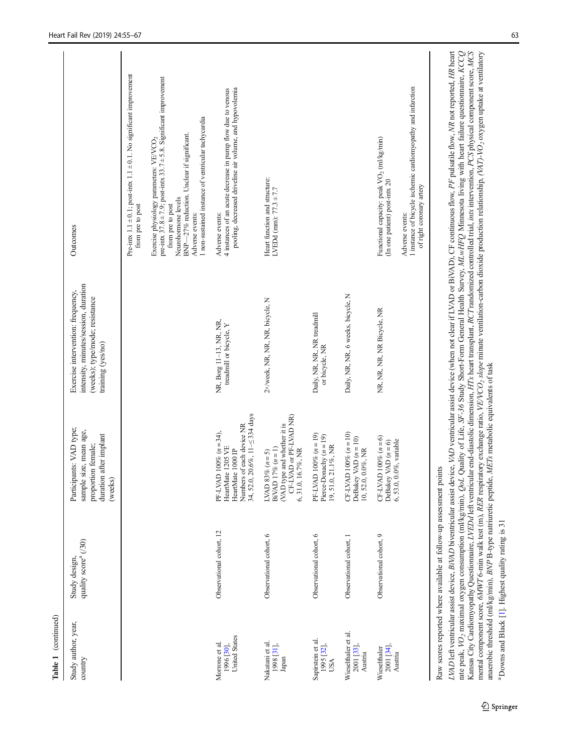**Table 1** (continued)

| Study author, year, country | Study design, quality score[a] (/30) | Participants: VAD type; sample size, mean age, proportion female; duration after implant (weeks) | Exercise intervention: frequency, intensity, minutes/session, duration (weeks); type/mode; resistance training (yes/no) | Outcomes |
|---|---|---|---|---|
| | | | | Pre-intx 1.1 ± 0.1; post-intx 1.1 ± 0.1. No significant improvement from pre to post<br>Exercise physiology parameters: VE/$VCO_2$ pre-intx 37.8 ± 7.9; post-intx 33.7 ± 5.8. Significant improvement from pre to post<br>Neurohormone levels<br>BNP—27% reduction. Unclear if significant.<br>Adverse events:<br>1 non-sustained instance of ventricular tachycardia |
| Morrone et al. 1996 [30], United States | Observational cohort, 12 | PF-LVAD 100% (*n* = 34), HeartMate 1205 VE HeartMate 1000 IP Numbers of each device NR 34, 52.0, 20.6%, 11–≤334 days | NR, Borg 11–13, NR, NR, treadmill or bicycle, Y | Adverse events:<br>4 instances of an acute decrease in pump flow due to venous pooling, decreased driveline air volume, and hypovolemia |
| Nakatani et al. 1998 [31], Japan | Observational cohort, 6 | LVAD 83% (*n* = 5) BiVAD 17% (*n* = 1) (VAD type and whether it is CF-LVAD or PF-LVAD NR) 6, 31.0, 16.7%, NR | 2×/week, NR, NR, NR, bicycle, N | Heart function and structure:<br>LVEDd (mm): 77.3 ± 7.7 |
| Sapirstein et al. 1995 [32], USA | Observational cohort, 6 | PF-LVAD 100% (*n* = 19) Pierce-Donachy (*n* = 19) 19, 51.0, 21.1%, NR | Daily, NR, NR, NR treadmill or bicycle, NR | |
| Wieselthaler et al. 2001 [33], Austria | Observational cohort, 1 | CF-LVAD 100% (*n* = 10) DeBakey VAD (*n* = 10) 10, 52.0, 0.0%, NR | Daily, NR, NR, 6 weeks, bicycle, N | |
| Wieselthaler 2001 [34], Austria | Observational cohort, 9 | CF-LVAD 100% (*n* = 6) DeBakey VAD (*n* = 6) 6, 53.0, 0.0%, variable | NR, NR, NR, NR Bicycle, NR | Functional capacity: peak $VO_2$ (ml/kg/min) (In one patient) post-intx 20<br>Adverse events:<br>1 instance of bicycle ischemic cardiomyopathy and infarction of right coronary artery |

Raw scores reported where available at follow-up assessment points

*LVAD* left ventricular assist device, *BiVAD* biventricular assist device, *VAD* ventricular assist device (when not clear if LVAD or BiVAD), *CF* continuous flow, *PF* pulsatile flow, *NR* not reported, *HR* heart rate peak, $VO_2$ maximal oxygen consumption (ml/kg/min), *QoL* Quality of Life, *SF-36* Study Short-Form General Health Survey, *MLwHFQ* Minnesota living with heart failure questionnaire, *KCCQ* Kansas City Cardiomyopathy Questionnaire, *LVEDd* left ventricular end-diastolic dimension, *HTx* heart transplant, *RCT* randomized controlled trial, *intx* intervention, *PCS* physical component score, *MCS* mental component score, *6MWT* 6-min walk test (m), *RER* respiratory exchange ratio, *VE/VCO₂ slope* minute ventilation-carbon dioxide production relationship, *(VAT)-VO₂* oxygen uptake at ventilatory anaerobic threshold (ml/kg/min), *BNP* B-type natriuretic peptide, *METs* metabolic equivalents of task

[a] Downs and Black [1]. Highest quality rating is 31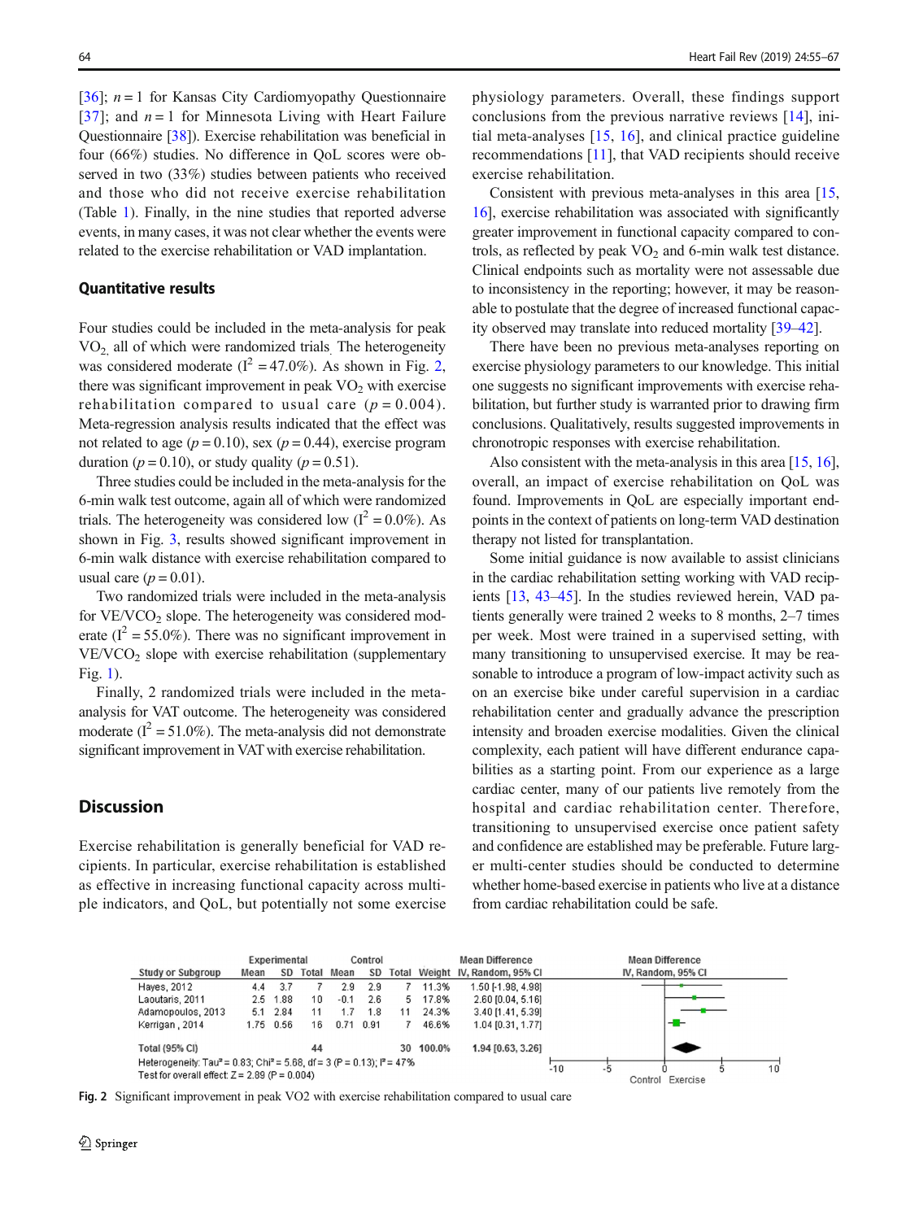[36]; $n = 1$ for Kansas City Cardiomyopathy Questionnaire [37]; and $n = 1$ for Minnesota Living with Heart Failure Questionnaire [38]). Exercise rehabilitation was beneficial in four (66%) studies. No difference in QoL scores were observed in two (33%) studies between patients who received and those who did not receive exercise rehabilitation (Table 1). Finally, in the nine studies that reported adverse events, in many cases, it was not clear whether the events were related to the exercise rehabilitation or VAD implantation.

### Quantitative results

Four studies could be included in the meta-analysis for peak $VO_2$, all of which were randomized trials. The heterogeneity was considered moderate ($I^2 = 47.0\%$). As shown in Fig. 2, there was significant improvement in peak $VO_2$ with exercise rehabilitation compared to usual care ($p = 0.004$). Meta-regression analysis results indicated that the effect was not related to age ($p = 0.10$), sex ($p = 0.44$), exercise program duration ($p = 0.10$), or study quality ($p = 0.51$).

Three studies could be included in the meta-analysis for the 6-min walk test outcome, again all of which were randomized trials. The heterogeneity was considered low ($I^2 = 0.0\%$). As shown in Fig. 3, results showed significant improvement in 6-min walk distance with exercise rehabilitation compared to usual care ($p = 0.01$).

Two randomized trials were included in the meta-analysis for VE/$VCO_2$ slope. The heterogeneity was considered moderate ($I^2 = 55.0\%$). There was no significant improvement in VE/$VCO_2$ slope with exercise rehabilitation (supplementary Fig. 1).

Finally, 2 randomized trials were included in the meta-analysis for VAT outcome. The heterogeneity was considered moderate ($I^2 = 51.0\%$). The meta-analysis did not demonstrate significant improvement in VAT with exercise rehabilitation.

## Discussion

Exercise rehabilitation is generally beneficial for VAD recipients. In particular, exercise rehabilitation is established as effective in increasing functional capacity across multiple indicators, and QoL, but potentially not some exercise physiology parameters. Overall, these findings support conclusions from the previous narrative reviews [14], initial meta-analyses [15, 16], and clinical practice guideline recommendations [11], that VAD recipients should receive exercise rehabilitation.

Consistent with previous meta-analyses in this area [15, 16], exercise rehabilitation was associated with significantly greater improvement in functional capacity compared to controls, as reflected by peak $VO_2$ and 6-min walk test distance. Clinical endpoints such as mortality were not assessable due to inconsistency in the reporting; however, it may be reasonable to postulate that the degree of increased functional capacity observed may translate into reduced mortality [39–42].

There have been no previous meta-analyses reporting on exercise physiology parameters to our knowledge. This initial one suggests no significant improvements with exercise rehabilitation, but further study is warranted prior to drawing firm conclusions. Qualitatively, results suggested improvements in chronotropic responses with exercise rehabilitation.

Also consistent with the meta-analysis in this area [15, 16], overall, an impact of exercise rehabilitation on QoL was found. Improvements in QoL are especially important endpoints in the context of patients on long-term VAD destination therapy not listed for transplantation.

Some initial guidance is now available to assist clinicians in the cardiac rehabilitation setting working with VAD recipients [13, 43–45]. In the studies reviewed herein, VAD patients generally were trained 2 weeks to 8 months, 2–7 times per week. Most were trained in a supervised setting, with many transitioning to unsupervised exercise. It may be reasonable to introduce a program of low-impact activity such as on an exercise bike under careful supervision in a cardiac rehabilitation center and gradually advance the prescription intensity and broaden exercise modalities. Given the clinical complexity, each patient will have different endurance capabilities as a starting point. From our experience as a large cardiac center, many of our patients live remotely from the hospital and cardiac rehabilitation center. Therefore, transitioning to unsupervised exercise once patient safety and confidence are established may be preferable. Future larger multi-center studies should be conducted to determine whether home-based exercise in patients who live at a distance from cardiac rehabilitation could be safe.

| Study or Subgroup | Experimental Mean | Experimental SD | Experimental Total | Control Mean | Control SD | Control Total | Weight | Mean Difference IV, Random, 95% CI |
|---|---|---|---|---|---|---|---|---|
| Hayes, 2012 | 4.4 | 3.7 | 7 | 2.9 | 2.9 | 7 | 11.3% | 1.50 [-1.98, 4.98] |
| Laoutaris, 2011 | 2.5 | 1.88 | 10 | -0.1 | 2.6 | 5 | 17.8% | 2.60 [0.04, 5.16] |
| Adamopoulos, 2013 | 5.1 | 2.84 | 11 | 1.7 | 1.8 | 11 | 24.3% | 3.40 [1.41, 5.39] |
| Kerrigan, 2014 | 1.75 | 0.56 | 16 | 0.71 | 0.91 | 7 | 46.6% | 1.04 [0.31, 1.77] |
| Total (95% CI) | | | 44 | | | 30 | 100.0% | 1.94 [0.63, 3.26] |

Heterogeneity: $Tau^2 = 0.83$; $Chi^2 = 5.68$, df = 3 ($P = 0.13$); $I^2 = 47\%$
Test for overall effect: $Z = 2.89$ ($P = 0.004$)

Fig. 2 Significant improvement in peak VO2 with exercise rehabilitation compared to usual care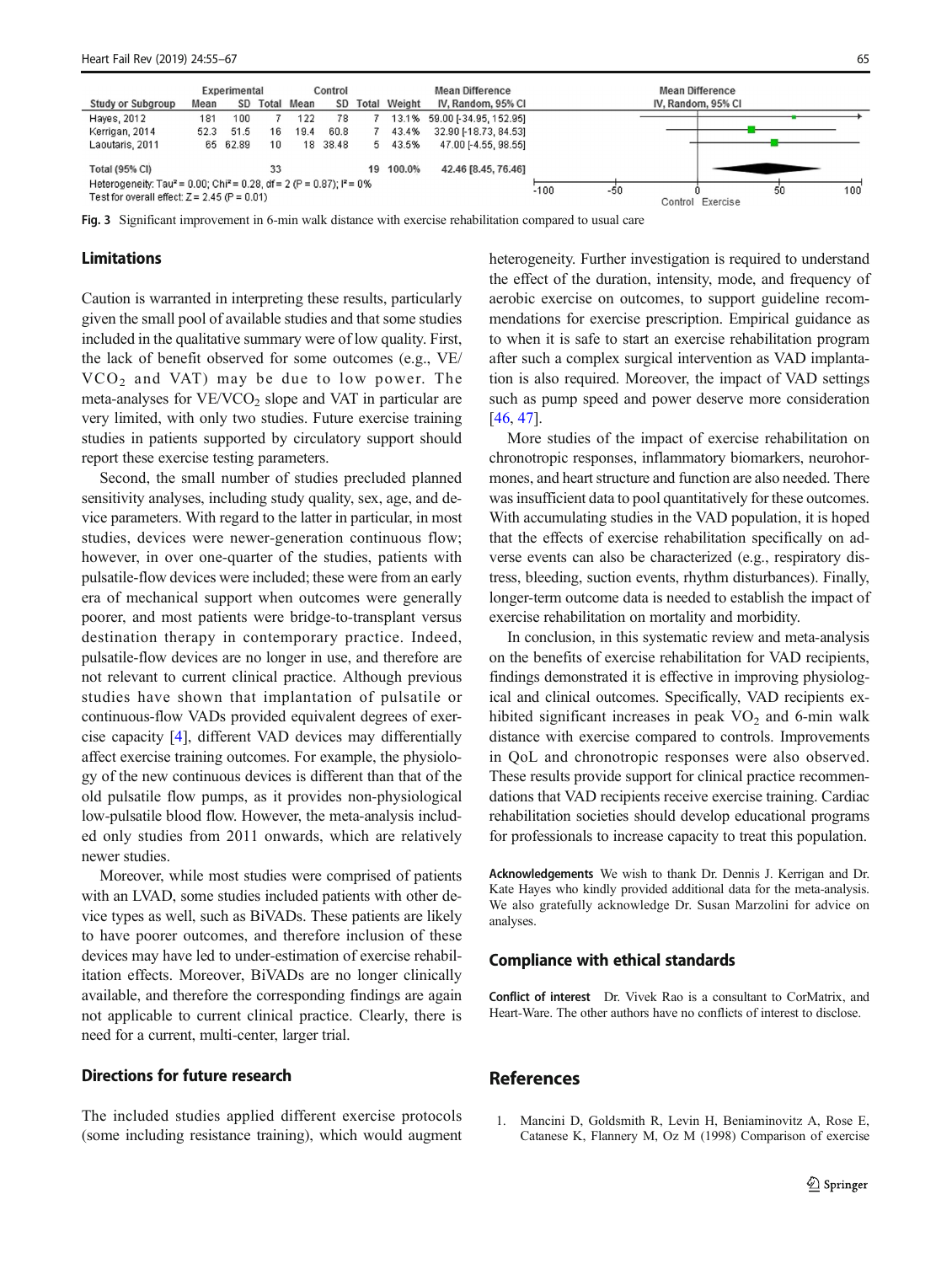| Study or Subgroup | Experimental Mean | Experimental SD | Experimental Total | Control Mean | Control SD | Control Total | Weight | Mean Difference IV, Random, 95% CI |
|---|---|---|---|---|---|---|---|---|
| Hayes, 2012 | 181 | 100 | 7 | 122 | 78 | 7 | 13.1% | 59.00 [-34.95, 152.95] |
| Kerrigan, 2014 | 52.3 | 51.5 | 16 | 19.4 | 60.8 | 7 | 43.4% | 32.90 [-18.73, 84.53] |
| Laoutaris, 2011 | 65 | 62.89 | 10 | 18 | 38.48 | 5 | 43.5% | 47.00 [-4.55, 98.55] |
| Total (95% CI) | | | 33 | | | 19 | 100.0% | 42.46 [8.45, 76.46] |

Heterogeneity: Tau² = 0.00; Chi² = 0.28, df = 2 (P = 0.87); I² = 0%

Test for overall effect: Z = 2.45 (P = 0.01)

Mean Difference IV, Random, 95% CI

-100 -50 0 50 100

Control Exercise

Fig. 3 Significant improvement in 6-min walk distance with exercise rehabilitation compared to usual care

## Limitations

Caution is warranted in interpreting these results, particularly given the small pool of available studies and that some studies included in the qualitative summary were of low quality. First, the lack of benefit observed for some outcomes (e.g., VE/$VCO_2$ and VAT) may be due to low power. The meta-analyses for VE/$VCO_2$ slope and VAT in particular are very limited, with only two studies. Future exercise training studies in patients supported by circulatory support should report these exercise testing parameters.

Second, the small number of studies precluded planned sensitivity analyses, including study quality, sex, age, and device parameters. With regard to the latter in particular, in most studies, devices were newer-generation continuous flow; however, in over one-quarter of the studies, patients with pulsatile-flow devices were included; these were from an early era of mechanical support when outcomes were generally poorer, and most patients were bridge-to-transplant versus destination therapy in contemporary practice. Indeed, pulsatile-flow devices are no longer in use, and therefore are not relevant to current clinical practice. Although previous studies have shown that implantation of pulsatile or continuous-flow VADs provided equivalent degrees of exercise capacity [4], different VAD devices may differentially affect exercise training outcomes. For example, the physiology of the new continuous devices is different than that of the old pulsatile flow pumps, as it provides non-physiological low-pulsatile blood flow. However, the meta-analysis included only studies from 2011 onwards, which are relatively newer studies.

Moreover, while most studies were comprised of patients with an LVAD, some studies included patients with other device types as well, such as BiVADs. These patients are likely to have poorer outcomes, and therefore inclusion of these devices may have led to under-estimation of exercise rehabilitation effects. Moreover, BiVADs are no longer clinically available, and therefore the corresponding findings are again not applicable to current clinical practice. Clearly, there is need for a current, multi-center, larger trial.

## Directions for future research

The included studies applied different exercise protocols (some including resistance training), which would augment heterogeneity. Further investigation is required to understand the effect of the duration, intensity, mode, and frequency of aerobic exercise on outcomes, to support guideline recommendations for exercise prescription. Empirical guidance as to when it is safe to start an exercise rehabilitation program after such a complex surgical intervention as VAD implantation is also required. Moreover, the impact of VAD settings such as pump speed and power deserve more consideration [46, 47].

More studies of the impact of exercise rehabilitation on chronotropic responses, inflammatory biomarkers, neurohormones, and heart structure and function are also needed. There was insufficient data to pool quantitatively for these outcomes. With accumulating studies in the VAD population, it is hoped that the effects of exercise rehabilitation specifically on adverse events can also be characterized (e.g., respiratory distress, bleeding, suction events, rhythm disturbances). Finally, longer-term outcome data is needed to establish the impact of exercise rehabilitation on mortality and morbidity.

In conclusion, in this systematic review and meta-analysis on the benefits of exercise rehabilitation for VAD recipients, findings demonstrated it is effective in improving physiological and clinical outcomes. Specifically, VAD recipients exhibited significant increases in peak $VO_2$ and 6-min walk distance with exercise compared to controls. Improvements in QoL and chronotropic responses were also observed. These results provide support for clinical practice recommendations that VAD recipients receive exercise training. Cardiac rehabilitation societies should develop educational programs for professionals to increase capacity to treat this population.

**Acknowledgements** We wish to thank Dr. Dennis J. Kerrigan and Dr. Kate Hayes who kindly provided additional data for the meta-analysis. We also gratefully acknowledge Dr. Susan Marzolini for advice on analyses.

## Compliance with ethical standards

**Conflict of interest** Dr. Vivek Rao is a consultant to CorMatrix, and Heart-Ware. The other authors have no conflicts of interest to disclose.

## References

1. Mancini D, Goldsmith R, Levin H, Beniaminovitz A, Rose E, Catanese K, Flannery M, Oz M (1998) Comparison of exercise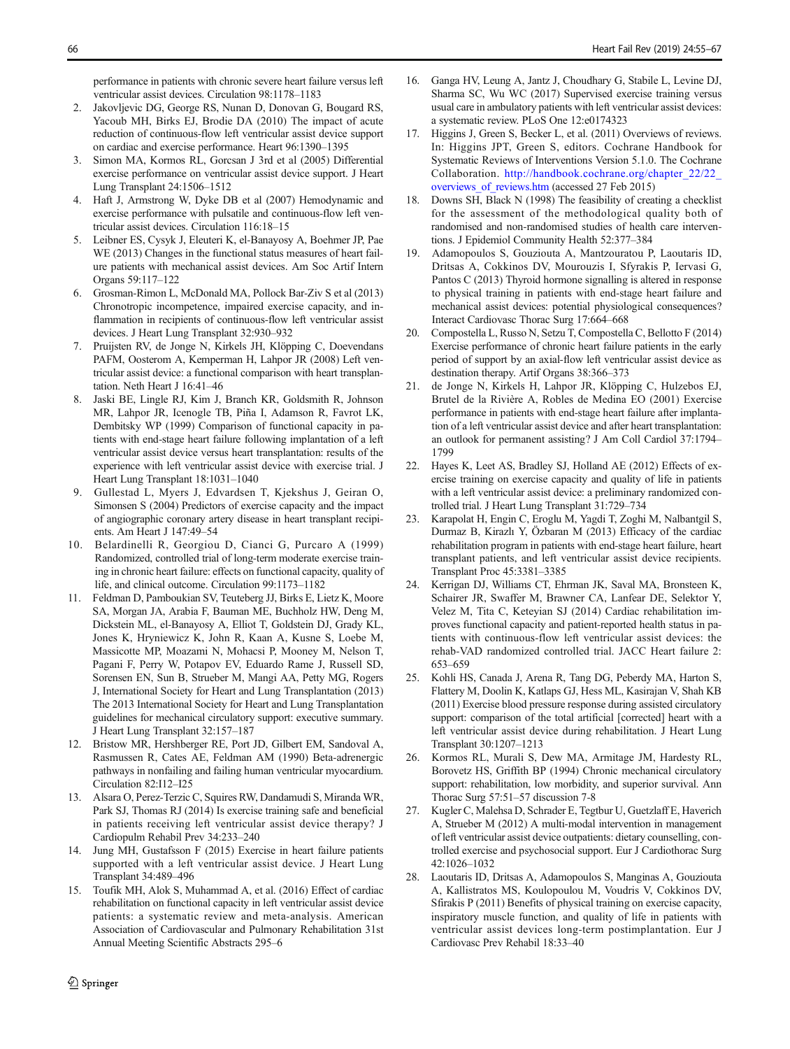performance in patients with chronic severe heart failure versus left ventricular assist devices. Circulation 98:1178–1183

2. Jakovljevic DG, George RS, Nunan D, Donovan G, Bougard RS, Yacoub MH, Birks EJ, Brodie DA (2010) The impact of acute reduction of continuous-flow left ventricular assist device support on cardiac and exercise performance. Heart 96:1390–1395
3. Simon MA, Kormos RL, Gorcsan J 3rd et al (2005) Differential exercise performance on ventricular assist device support. J Heart Lung Transplant 24:1506–1512
4. Haft J, Armstrong W, Dyke DB et al (2007) Hemodynamic and exercise performance with pulsatile and continuous-flow left ventricular assist devices. Circulation 116:18–15
5. Leibner ES, Cysyk J, Eleuteri K, el-Banayosy A, Boehmer JP, Pae WE (2013) Changes in the functional status measures of heart failure patients with mechanical assist devices. Am Soc Artif Intern Organs 59:117–122
6. Grosman-Rimon L, McDonald MA, Pollock Bar-Ziv S et al (2013) Chronotropic incompetence, impaired exercise capacity, and inflammation in recipients of continuous-flow left ventricular assist devices. J Heart Lung Transplant 32:930–932
7. Pruijsten RV, de Jonge N, Kirkels JH, Klöpping C, Doevendans PAFM, Oosterom A, Kemperman H, Lahpor JR (2008) Left ventricular assist device: a functional comparison with heart transplantation. Neth Heart J 16:41–46
8. Jaski BE, Lingle RJ, Kim J, Branch KR, Goldsmith R, Johnson MR, Lahpor JR, Icenogle TB, Piña I, Adamson R, Favrot LK, Dembitsky WP (1999) Comparison of functional capacity in patients with end-stage heart failure following implantation of a left ventricular assist device versus heart transplantation: results of the experience with left ventricular assist device with exercise trial. J Heart Lung Transplant 18:1031–1040
9. Gullestad L, Myers J, Edvardsen T, Kjekshus J, Geiran O, Simonsen S (2004) Predictors of exercise capacity and the impact of angiographic coronary artery disease in heart transplant recipients. Am Heart J 147:49–54
10. Belardinelli R, Georgiou D, Cianci G, Purcaro A (1999) Randomized, controlled trial of long-term moderate exercise training in chronic heart failure: effects on functional capacity, quality of life, and clinical outcome. Circulation 99:1173–1182
11. Feldman D, Pamboukian SV, Teuteberg JJ, Birks E, Lietz K, Moore SA, Morgan JA, Arabia F, Bauman ME, Buchholz HW, Deng M, Dickstein ML, el-Banayosy A, Elliot T, Goldstein DJ, Grady KL, Jones K, Hryniewicz K, John R, Kaan A, Kusne S, Loebe M, Massicotte MP, Moazami N, Mohacsi P, Mooney M, Nelson T, Pagani F, Perry W, Potapov EV, Eduardo Rame J, Russell SD, Sorensen EN, Sun B, Strueber M, Mangi AA, Petty MG, Rogers J, International Society for Heart and Lung Transplantation (2013) The 2013 International Society for Heart and Lung Transplantation guidelines for mechanical circulatory support: executive summary. J Heart Lung Transplant 32:157–187
12. Bristow MR, Hershberger RE, Port JD, Gilbert EM, Sandoval A, Rasmussen R, Cates AE, Feldman AM (1990) Beta-adrenergic pathways in nonfailing and failing human ventricular myocardium. Circulation 82:I12–I25
13. Alsara O, Perez-Terzic C, Squires RW, Dandamudi S, Miranda WR, Park SJ, Thomas RJ (2014) Is exercise training safe and beneficial in patients receiving left ventricular assist device therapy? J Cardiopulm Rehabil Prev 34:233–240
14. Jung MH, Gustafsson F (2015) Exercise in heart failure patients supported with a left ventricular assist device. J Heart Lung Transplant 34:489–496
15. Toufik MH, Alok S, Muhammad A, et al. (2016) Effect of cardiac rehabilitation on functional capacity in left ventricular assist device patients: a systematic review and meta-analysis. American Association of Cardiovascular and Pulmonary Rehabilitation 31st Annual Meeting Scientific Abstracts 295–6
16. Ganga HV, Leung A, Jantz J, Choudhary G, Stabile L, Levine DJ, Sharma SC, Wu WC (2017) Supervised exercise training versus usual care in ambulatory patients with left ventricular assist devices: a systematic review. PLoS One 12:e0174323
17. Higgins J, Green S, Becker L, et al. (2011) Overviews of reviews. In: Higgins JPT, Green S, editors. Cochrane Handbook for Systematic Reviews of Interventions Version 5.1.0. The Cochrane Collaboration. http://handbook.cochrane.org/chapter_22/22_overviews_of_reviews.htm (accessed 27 Feb 2015)
18. Downs SH, Black N (1998) The feasibility of creating a checklist for the assessment of the methodological quality both of randomised and non-randomised studies of health care interventions. J Epidemiol Community Health 52:377–384
19. Adamopoulos S, Gouziouta A, Mantzouratou P, Laoutaris ID, Dritsas A, Cokkinos DV, Mourouzis I, Sfyrakis P, Iervasi G, Pantos C (2013) Thyroid hormone signalling is altered in response to physical training in patients with end-stage heart failure and mechanical assist devices: potential physiological consequences? Interact Cardiovasc Thorac Surg 17:664–668
20. Compostella L, Russo N, Setzu T, Compostella C, Bellotto F (2014) Exercise performance of chronic heart failure patients in the early period of support by an axial-flow left ventricular assist device as destination therapy. Artif Organs 38:366–373
21. de Jonge N, Kirkels H, Lahpor JR, Klöpping C, Hulzebos EJ, Brutel de la Rivière A, Robles de Medina EO (2001) Exercise performance in patients with end-stage heart failure after implantation of a left ventricular assist device and after heart transplantation: an outlook for permanent assisting? J Am Coll Cardiol 37:1794–1799
22. Hayes K, Leet AS, Bradley SJ, Holland AE (2012) Effects of exercise training on exercise capacity and quality of life in patients with a left ventricular assist device: a preliminary randomized controlled trial. J Heart Lung Transplant 31:729–734
23. Karapolat H, Engin C, Eroglu M, Yagdi T, Zoghi M, Nalbantgil S, Durmaz B, Kirazlı Y, Özbaran M (2013) Efficacy of the cardiac rehabilitation program in patients with end-stage heart failure, heart transplant patients, and left ventricular assist device recipients. Transplant Proc 45:3381–3385
24. Kerrigan DJ, Williams CT, Ehrman JK, Saval MA, Bronsteen K, Schairer JR, Swaffer M, Brawner CA, Lanfear DE, Selektor Y, Velez M, Tita C, Keteyian SJ (2014) Cardiac rehabilitation improves functional capacity and patient-reported health status in patients with continuous-flow left ventricular assist devices: the rehab-VAD randomized controlled trial. JACC Heart failure 2:653–659
25. Kohli HS, Canada J, Arena R, Tang DG, Peberdy MA, Harton S, Flattery M, Doolin K, Katlaps GJ, Hess ML, Kasirajan V, Shah KB (2011) Exercise blood pressure response during assisted circulatory support: comparison of the total artificial [corrected] heart with a left ventricular assist device during rehabilitation. J Heart Lung Transplant 30:1207–1213
26. Kormos RL, Murali S, Dew MA, Armitage JM, Hardesty RL, Borovetz HS, Griffith BP (1994) Chronic mechanical circulatory support: rehabilitation, low morbidity, and superior survival. Ann Thorac Surg 57:51–57 discussion 7-8
27. Kugler C, Malehsa D, Schrader E, Tegtbur U, Guetzlaff E, Haverich A, Strueber M (2012) A multi-modal intervention in management of left ventricular assist device outpatients: dietary counselling, controlled exercise and psychosocial support. Eur J Cardiothorac Surg 42:1026–1032
28. Laoutaris ID, Dritsas A, Adamopoulos S, Manginas A, Gouziouta A, Kallistratos MS, Koulopoulou M, Voudris V, Cokkinos DV, Sfirakis P (2011) Benefits of physical training on exercise capacity, inspiratory muscle function, and quality of life in patients with ventricular assist devices long-term postimplantation. Eur J Cardiovasc Prev Rehabil 18:33–40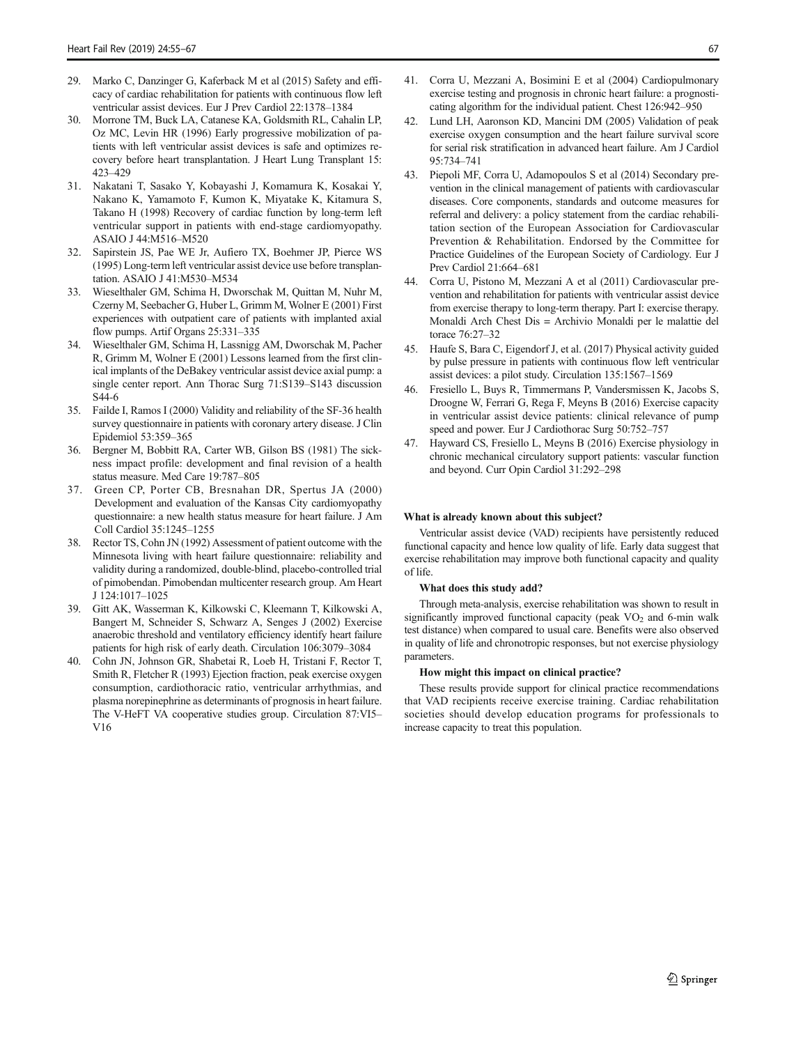29. Marko C, Danzinger G, Kaferback M et al (2015) Safety and efficacy of cardiac rehabilitation for patients with continuous flow left ventricular assist devices. Eur J Prev Cardiol 22:1378–1384
30. Morrone TM, Buck LA, Catanese KA, Goldsmith RL, Cahalin LP, Oz MC, Levin HR (1996) Early progressive mobilization of patients with left ventricular assist devices is safe and optimizes recovery before heart transplantation. J Heart Lung Transplant 15: 423–429
31. Nakatani T, Sasako Y, Kobayashi J, Komamura K, Kosakai Y, Nakano K, Yamamoto F, Kumon K, Miyatake K, Kitamura S, Takano H (1998) Recovery of cardiac function by long-term left ventricular support in patients with end-stage cardiomyopathy. ASAIO J 44:M516–M520
32. Sapirstein JS, Pae WE Jr, Aufiero TX, Boehmer JP, Pierce WS (1995) Long-term left ventricular assist device use before transplantation. ASAIO J 41:M530–M534
33. Wieselthaler GM, Schima H, Dworschak M, Quittan M, Nuhr M, Czerny M, Seebacher G, Huber L, Grimm M, Wolner E (2001) First experiences with outpatient care of patients with implanted axial flow pumps. Artif Organs 25:331–335
34. Wieselthaler GM, Schima H, Lassnigg AM, Dworschak M, Pacher R, Grimm M, Wolner E (2001) Lessons learned from the first clinical implants of the DeBakey ventricular assist device axial pump: a single center report. Ann Thorac Surg 71:S139–S143 discussion S44-6
35. Failde I, Ramos I (2000) Validity and reliability of the SF-36 health survey questionnaire in patients with coronary artery disease. J Clin Epidemiol 53:359–365
36. Bergner M, Bobbitt RA, Carter WB, Gilson BS (1981) The sickness impact profile: development and final revision of a health status measure. Med Care 19:787–805
37. Green CP, Porter CB, Bresnahan DR, Spertus JA (2000) Development and evaluation of the Kansas City cardiomyopathy questionnaire: a new health status measure for heart failure. J Am Coll Cardiol 35:1245–1255
38. Rector TS, Cohn JN (1992) Assessment of patient outcome with the Minnesota living with heart failure questionnaire: reliability and validity during a randomized, double-blind, placebo-controlled trial of pimobendan. Pimobendan multicenter research group. Am Heart J 124:1017–1025
39. Gitt AK, Wasserman K, Kilkowski C, Kleemann T, Kilkowski A, Bangert M, Schneider S, Schwarz A, Senges J (2002) Exercise anaerobic threshold and ventilatory efficiency identify heart failure patients for high risk of early death. Circulation 106:3079–3084
40. Cohn JN, Johnson GR, Shabetai R, Loeb H, Tristani F, Rector T, Smith R, Fletcher R (1993) Ejection fraction, peak exercise oxygen consumption, cardiothoracic ratio, ventricular arrhythmias, and plasma norepinephrine as determinants of prognosis in heart failure. The V-HeFT VA cooperative studies group. Circulation 87:VI5–VI6
41. Corra U, Mezzani A, Bosimini E et al (2004) Cardiopulmonary exercise testing and prognosis in chronic heart failure: a prognosticating algorithm for the individual patient. Chest 126:942–950
42. Lund LH, Aaronson KD, Mancini DM (2005) Validation of peak exercise oxygen consumption and the heart failure survival score for serial risk stratification in advanced heart failure. Am J Cardiol 95:734–741
43. Piepoli MF, Corra U, Adamopoulos S et al (2014) Secondary prevention in the clinical management of patients with cardiovascular diseases. Core components, standards and outcome measures for referral and delivery: a policy statement from the cardiac rehabilitation section of the European Association for Cardiovascular Prevention & Rehabilitation. Endorsed by the Committee for Practice Guidelines of the European Society of Cardiology. Eur J Prev Cardiol 21:664–681
44. Corra U, Pistono M, Mezzani A et al (2011) Cardiovascular prevention and rehabilitation for patients with ventricular assist device from exercise therapy to long-term therapy. Part I: exercise therapy. Monaldi Arch Chest Dis = Archivio Monaldi per le malattie del torace 76:27–32
45. Haufe S, Bara C, Eigendorf J, et al. (2017) Physical activity guided by pulse pressure in patients with continuous flow left ventricular assist devices: a pilot study. Circulation 135:1567–1569
46. Fresiello L, Buys R, Timmermans P, Vandersmissen K, Jacobs S, Droogne W, Ferrari G, Rega F, Meyns B (2016) Exercise capacity in ventricular assist device patients: clinical relevance of pump speed and power. Eur J Cardiothorac Surg 50:752–757
47. Hayward CS, Fresiello L, Meyns B (2016) Exercise physiology in chronic mechanical circulatory support patients: vascular function and beyond. Curr Opin Cardiol 31:292–298

**What is already known about this subject?**

Ventricular assist device (VAD) recipients have persistently reduced functional capacity and hence low quality of life. Early data suggest that exercise rehabilitation may improve both functional capacity and quality of life.

**What does this study add?**

Through meta-analysis, exercise rehabilitation was shown to result in significantly improved functional capacity (peak $VO_2$ and 6-min walk test distance) when compared to usual care. Benefits were also observed in quality of life and chronotropic responses, but not exercise physiology parameters.

**How might this impact on clinical practice?**

These results provide support for clinical practice recommendations that VAD recipients receive exercise training. Cardiac rehabilitation societies should develop education programs for professionals to increase capacity to treat this population.